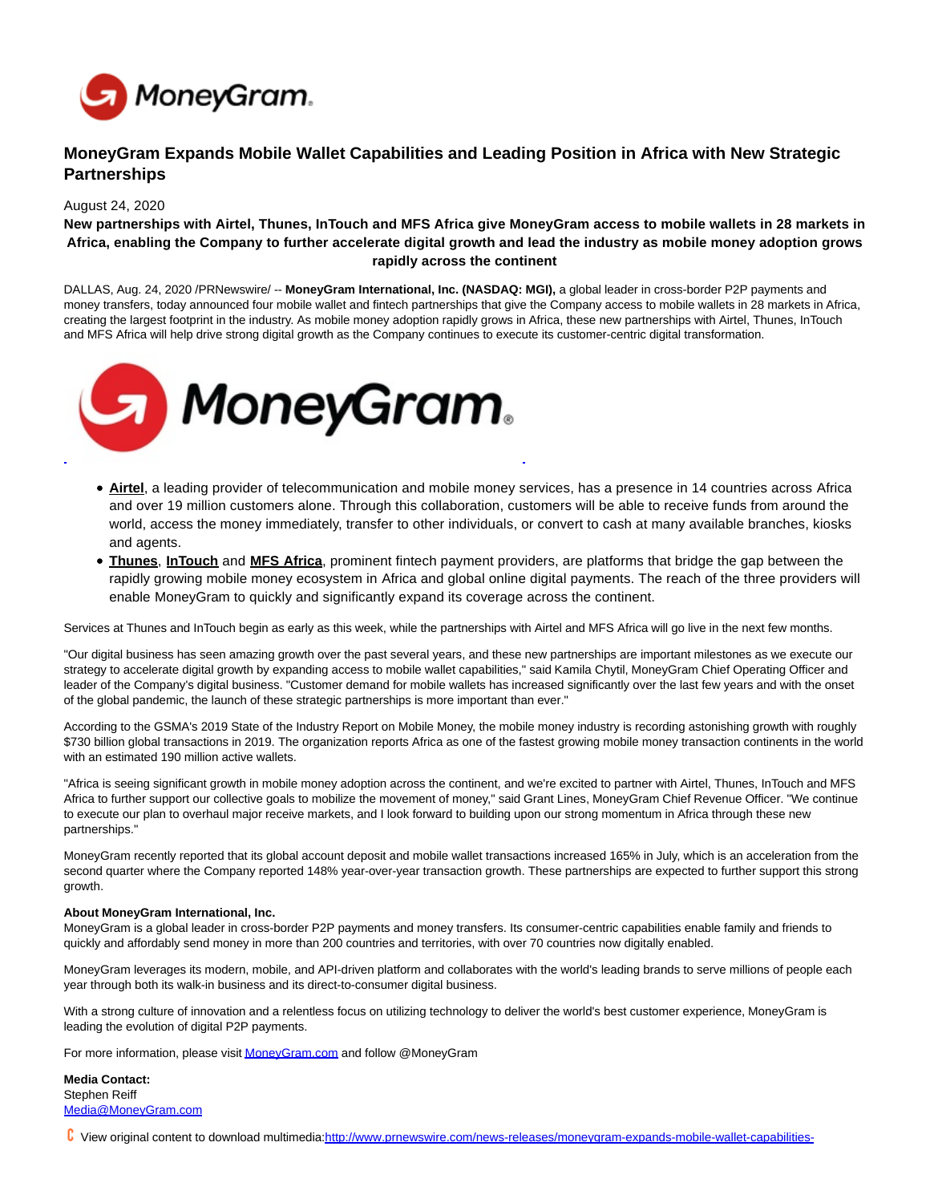# MoneyGram Expands Mobile Wallet Capabilities and Leading Position in Africa with New Strategic Partnerships

August 24, 2020

**New partnerships with Airtel, Thunes, InTouch and MFS Africa give MoneyGram access to mobile wallets in 28 markets in Africa, enabling the Company to further accelerate digital growth and lead the industry as mobile money adoption grows rapidly across the continent**

DALLAS, Aug. 24, 2020 /PRNewswire/ -- **MoneyGram International, Inc. (NASDAQ: MGI),** a global leader in cross-border P2P payments and money transfers, today announced four mobile wallet and fintech partnerships that give the Company access to mobile wallets in 28 markets in Africa, creating the largest footprint in the industry. As mobile money adoption rapidly grows in Africa, these new partnerships with Airtel, Thunes, InTouch and MFS Africa will help drive strong digital growth as the Company continues to execute its customer-centric digital transformation.

- **Airtel**, a leading provider of telecommunication and mobile money services, has a presence in 14 countries across Africa and over 19 million customers alone. Through this collaboration, customers will be able to receive funds from around the world, access the money immediately, transfer to other individuals, or convert to cash at many available branches, kiosks and agents.
- **Thunes**, **InTouch** and **MFS Africa**, prominent fintech payment providers, are platforms that bridge the gap between the rapidly growing mobile money ecosystem in Africa and global online digital payments. The reach of the three providers will enable MoneyGram to quickly and significantly expand its coverage across the continent.

Services at Thunes and InTouch begin as early as this week, while the partnerships with Airtel and MFS Africa will go live in the next few months.

"Our digital business has seen amazing growth over the past several years, and these new partnerships are important milestones as we execute our strategy to accelerate digital growth by expanding access to mobile wallet capabilities," said Kamila Chytil, MoneyGram Chief Operating Officer and leader of the Company's digital business. "Customer demand for mobile wallets has increased significantly over the last few years and with the onset of the global pandemic, the launch of these strategic partnerships is more important than ever."

According to the GSMA's 2019 State of the Industry Report on Mobile Money, the mobile money industry is recording astonishing growth with roughly $730 billion global transactions in 2019. The organization reports Africa as one of the fastest growing mobile money transaction continents in the world with an estimated 190 million active wallets.

"Africa is seeing significant growth in mobile money adoption across the continent, and we're excited to partner with Airtel, Thunes, InTouch and MFS Africa to further support our collective goals to mobilize the movement of money," said Grant Lines, MoneyGram Chief Revenue Officer. "We continue to execute our plan to overhaul major receive markets, and I look forward to building upon our strong momentum in Africa through these new partnerships."

MoneyGram recently reported that its global account deposit and mobile wallet transactions increased 165% in July, which is an acceleration from the second quarter where the Company reported 148% year-over-year transaction growth. These partnerships are expected to further support this strong growth.

**About MoneyGram International, Inc.**
MoneyGram is a global leader in cross-border P2P payments and money transfers. Its consumer-centric capabilities enable family and friends to quickly and affordably send money in more than 200 countries and territories, with over 70 countries now digitally enabled.

MoneyGram leverages its modern, mobile, and API-driven platform and collaborates with the world's leading brands to serve millions of people each year through both its walk-in business and its direct-to-consumer digital business.

With a strong culture of innovation and a relentless focus on utilizing technology to deliver the world's best customer experience, MoneyGram is leading the evolution of digital P2P payments.

For more information, please visit MoneyGram.com and follow @MoneyGram

**Media Contact:**
Stephen Reiff
Media@MoneyGram.com

View original content to download multimedia:http://www.prnewswire.com/news-releases/moneygram-expands-mobile-wallet-capabilities-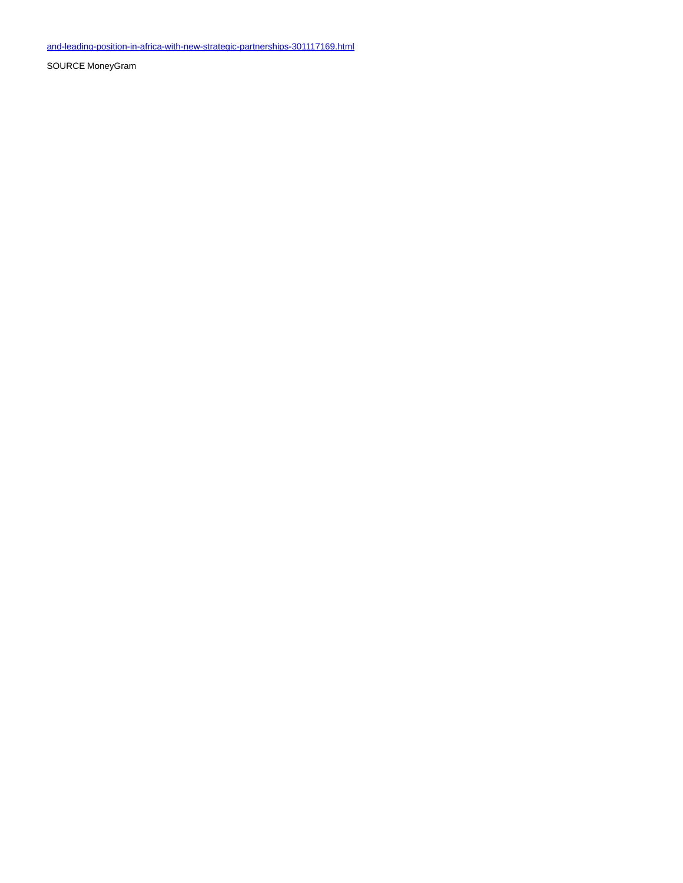[and-leading-position-in-africa-with-new-strategic-partnerships-301117169.html](and-leading-position-in-africa-with-new-strategic-partnerships-301117169.html)

SOURCE MoneyGram